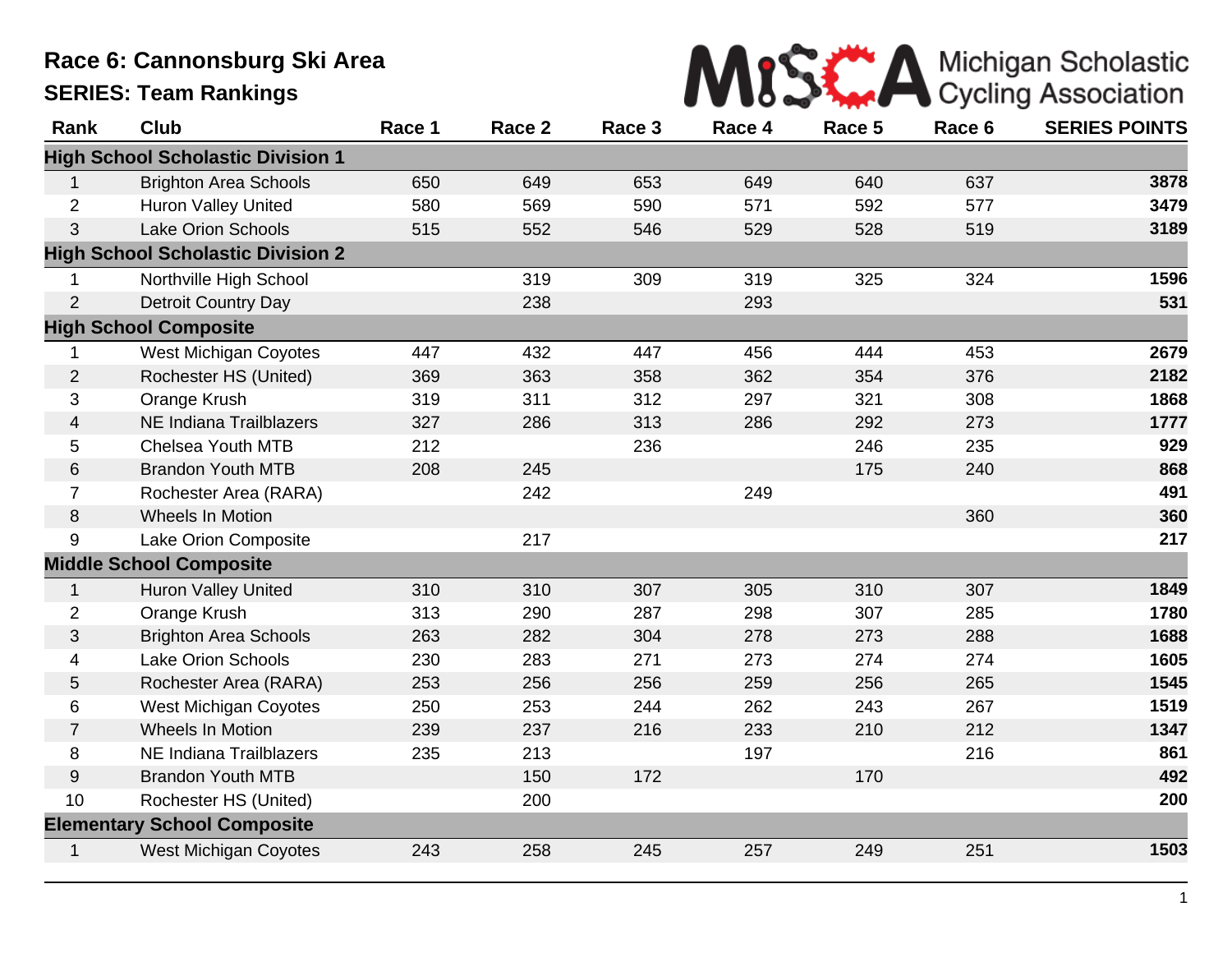# Race 6: Cannonsburg Ski Area

## SERIES: Team Rankings

Michigan Scholastic Cycling Association

| Rank | Club | Race 1 | Race 2 | Race 3 | Race 4 | Race 5 | Race 6 | SERIES POINTS |
|---|---|---|---|---|---|---|---|---|
| **High School Scholastic Division 1** | | | | | | | | |
| 1 | Brighton Area Schools | 650 | 649 | 653 | 649 | 640 | 637 | **3878** |
| 2 | Huron Valley United | 580 | 569 | 590 | 571 | 592 | 577 | **3479** |
| 3 | Lake Orion Schools | 515 | 552 | 546 | 529 | 528 | 519 | **3189** |
| **High School Scholastic Division 2** | | | | | | | | |
| 1 | Northville High School | | 319 | 309 | 319 | 325 | 324 | **1596** |
| 2 | Detroit Country Day | | 238 | | 293 | | | **531** |
| **High School Composite** | | | | | | | | |
| 1 | West Michigan Coyotes | 447 | 432 | 447 | 456 | 444 | 453 | **2679** |
| 2 | Rochester HS (United) | 369 | 363 | 358 | 362 | 354 | 376 | **2182** |
| 3 | Orange Krush | 319 | 311 | 312 | 297 | 321 | 308 | **1868** |
| 4 | NE Indiana Trailblazers | 327 | 286 | 313 | 286 | 292 | 273 | **1777** |
| 5 | Chelsea Youth MTB | 212 | | 236 | | 246 | 235 | **929** |
| 6 | Brandon Youth MTB | 208 | 245 | | | 175 | 240 | **868** |
| 7 | Rochester Area (RARA) | | 242 | | 249 | | | **491** |
| 8 | Wheels In Motion | | | | | | 360 | **360** |
| 9 | Lake Orion Composite | | 217 | | | | | **217** |
| **Middle School Composite** | | | | | | | | |
| 1 | Huron Valley United | 310 | 310 | 307 | 305 | 310 | 307 | **1849** |
| 2 | Orange Krush | 313 | 290 | 287 | 298 | 307 | 285 | **1780** |
| 3 | Brighton Area Schools | 263 | 282 | 304 | 278 | 273 | 288 | **1688** |
| 4 | Lake Orion Schools | 230 | 283 | 271 | 273 | 274 | 274 | **1605** |
| 5 | Rochester Area (RARA) | 253 | 256 | 256 | 259 | 256 | 265 | **1545** |
| 6 | West Michigan Coyotes | 250 | 253 | 244 | 262 | 243 | 267 | **1519** |
| 7 | Wheels In Motion | 239 | 237 | 216 | 233 | 210 | 212 | **1347** |
| 8 | NE Indiana Trailblazers | 235 | 213 | | 197 | | 216 | **861** |
| 9 | Brandon Youth MTB | | 150 | 172 | | 170 | | **492** |
| 10 | Rochester HS (United) | | 200 | | | | | **200** |
| **Elementary School Composite** | | | | | | | | |
| 1 | West Michigan Coyotes | 243 | 258 | 245 | 257 | 249 | 251 | **1503** |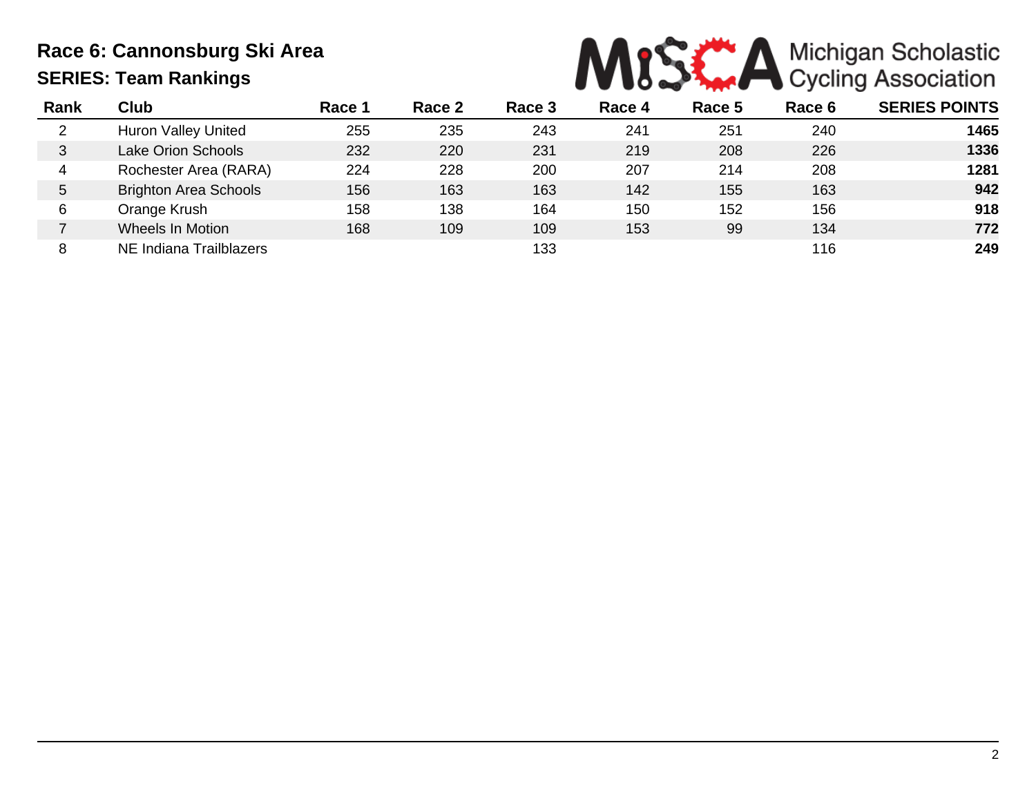## Race 6: Cannonsburg Ski Area

## SERIES: Team Rankings

MiSCA Michigan Scholastic Cycling Association

| Rank | Club | Race 1 | Race 2 | Race 3 | Race 4 | Race 5 | Race 6 | SERIES POINTS |
|---|---|---|---|---|---|---|---|---|
| 2 | Huron Valley United | 255 | 235 | 243 | 241 | 251 | 240 | **1465** |
| 3 | Lake Orion Schools | 232 | 220 | 231 | 219 | 208 | 226 | **1336** |
| 4 | Rochester Area (RARA) | 224 | 228 | 200 | 207 | 214 | 208 | **1281** |
| 5 | Brighton Area Schools | 156 | 163 | 163 | 142 | 155 | 163 | **942** |
| 6 | Orange Krush | 158 | 138 | 164 | 150 | 152 | 156 | **918** |
| 7 | Wheels In Motion | 168 | 109 | 109 | 153 | 99 | 134 | **772** |
| 8 | NE Indiana Trailblazers | | | 133 | | | 116 | **249** |